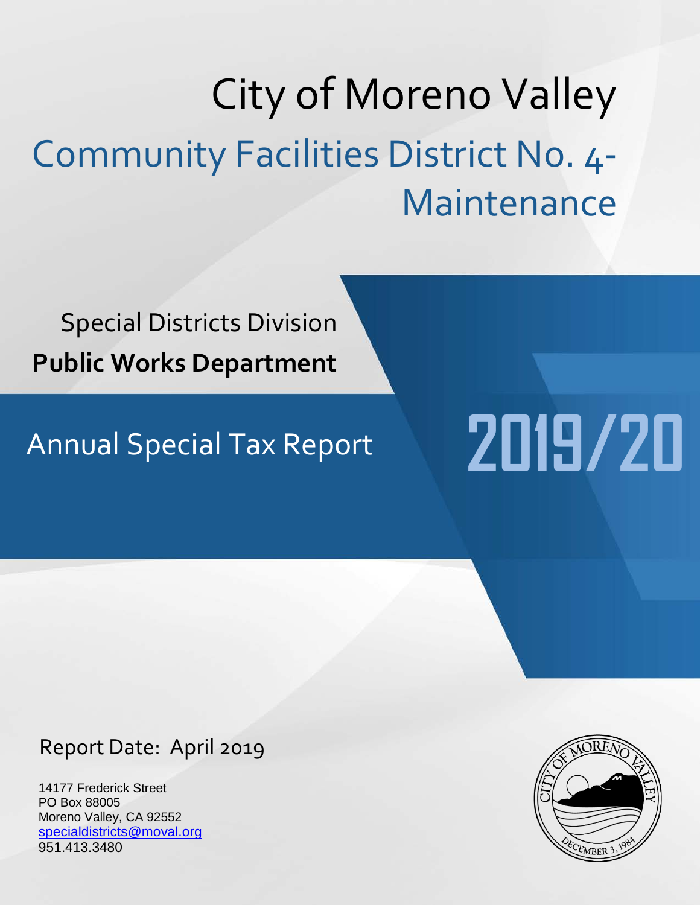# City of Moreno Valley

## Community Facilities District No. 4-Maintenance

Special Districts Division

**Public Works Department**

## Annual Special Tax Report

# 2019/20

Report Date: April 2019

14177 Frederick Street
PO Box 88005
Moreno Valley, CA 92552
specialdistricts@moval.org
951.413.3480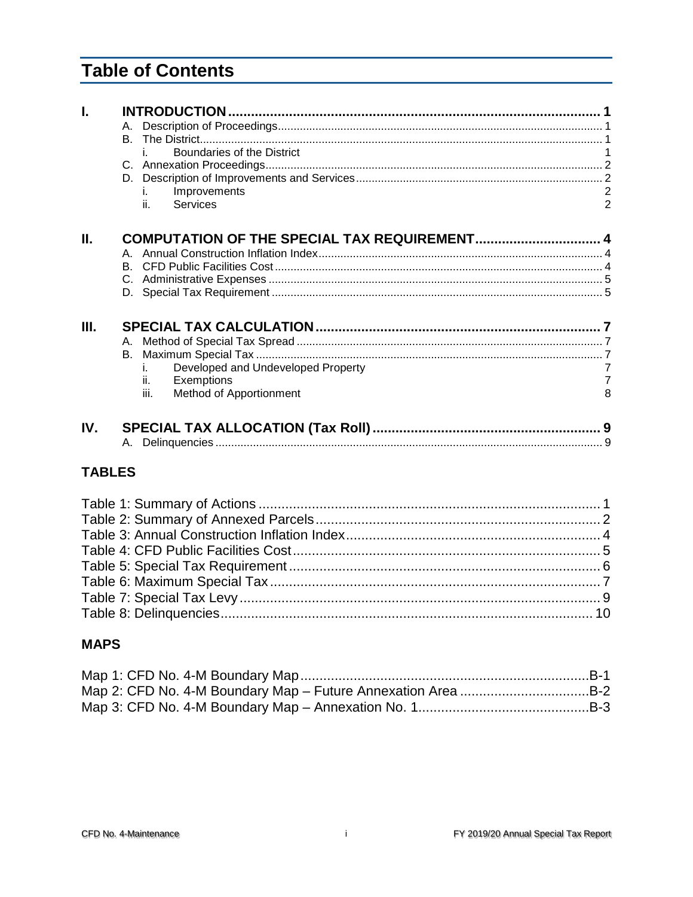# Table of Contents

**I. INTRODUCTION** .......... 1
- A. Description of Proceedings .......... 1
- B. The District .......... 1
  - i. Boundaries of the District 1
- C. Annexation Proceedings .......... 2
- D. Description of Improvements and Services .......... 2
  - i. Improvements 2
  - ii. Services 2

**II. COMPUTATION OF THE SPECIAL TAX REQUIREMENT** .......... 4
- A. Annual Construction Inflation Index .......... 4
- B. CFD Public Facilities Cost .......... 4
- C. Administrative Expenses .......... 5
- D. Special Tax Requirement .......... 5

**III. SPECIAL TAX CALCULATION** .......... 7
- A. Method of Special Tax Spread .......... 7
- B. Maximum Special Tax .......... 7
  - i. Developed and Undeveloped Property 7
  - ii. Exemptions 7
  - iii. Method of Apportionment 8

**IV. SPECIAL TAX ALLOCATION (Tax Roll)** .......... 9
- A. Delinquencies .......... 9

## TABLES

Table 1: Summary of Actions .......... 1
Table 2: Summary of Annexed Parcels .......... 2
Table 3: Annual Construction Inflation Index .......... 4
Table 4: CFD Public Facilities Cost .......... 5
Table 5: Special Tax Requirement .......... 6
Table 6: Maximum Special Tax .......... 7
Table 7: Special Tax Levy .......... 9
Table 8: Delinquencies .......... 10

## MAPS

Map 1: CFD No. 4-M Boundary Map .......... B-1
Map 2: CFD No. 4-M Boundary Map – Future Annexation Area .......... B-2
Map 3: CFD No. 4-M Boundary Map – Annexation No. 1 .......... B-3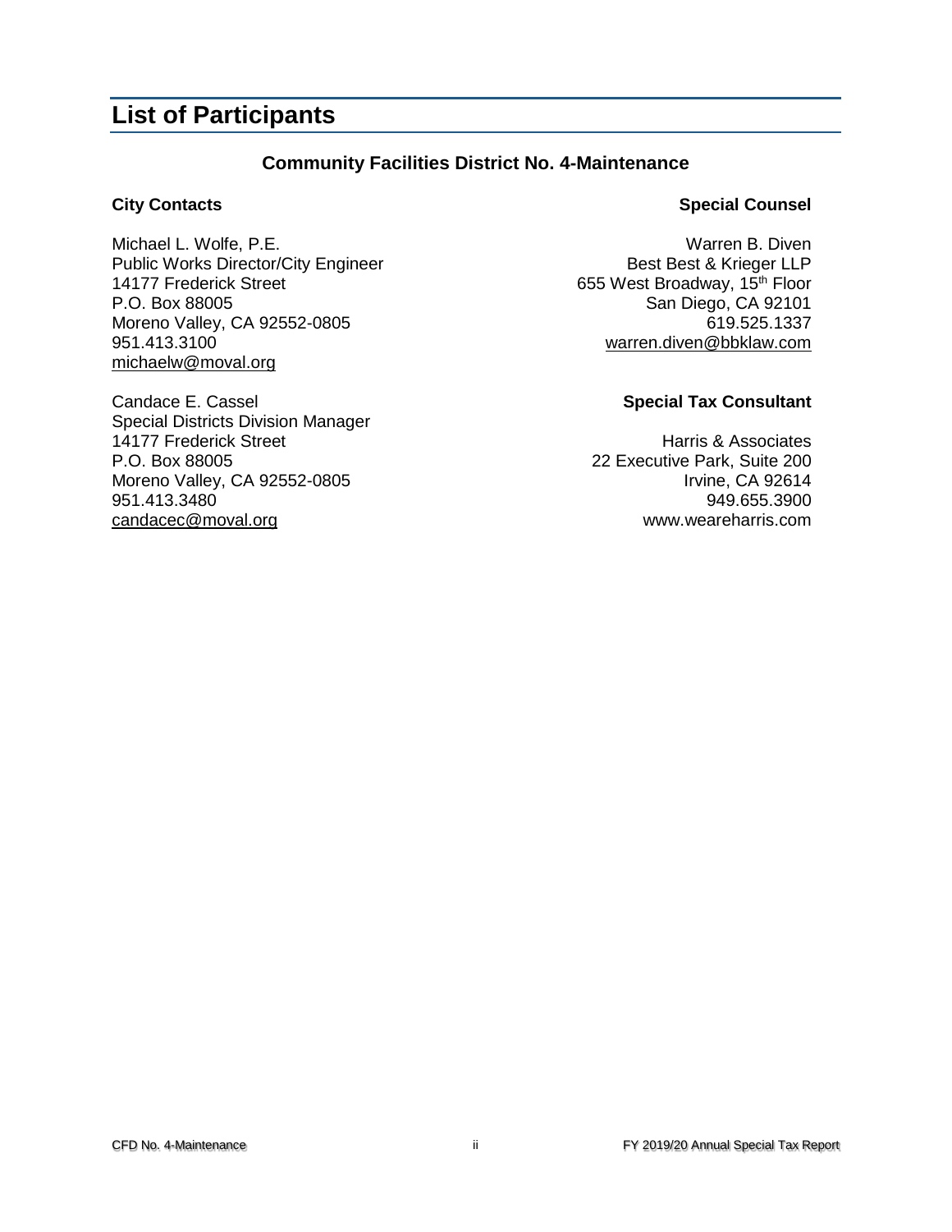# List of Participants

### Community Facilities District No. 4-Maintenance

**City Contacts**

Michael L. Wolfe, P.E.
Public Works Director/City Engineer
14177 Frederick Street
P.O. Box 88005
Moreno Valley, CA 92552-0805
951.413.3100
michaelw@moval.org

Candace E. Cassel
Special Districts Division Manager
14177 Frederick Street
P.O. Box 88005
Moreno Valley, CA 92552-0805
951.413.3480
candacec@moval.org

**Special Counsel**

Warren B. Diven
Best Best & Krieger LLP
655 West Broadway, 15th Floor
San Diego, CA 92101
619.525.1337
warren.diven@bbklaw.com

**Special Tax Consultant**

Harris & Associates
22 Executive Park, Suite 200
Irvine, CA 92614
949.655.3900
www.weareharris.com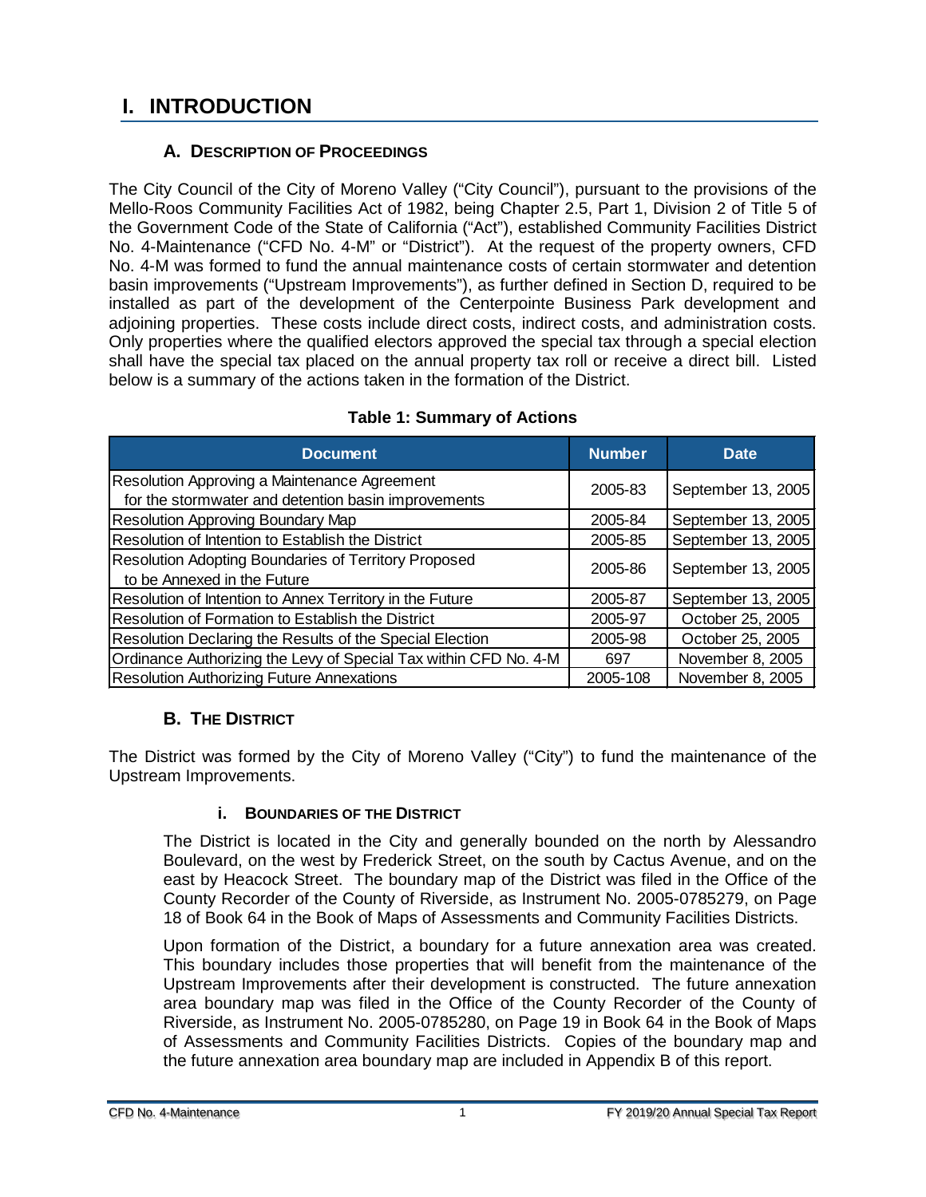# I. INTRODUCTION

## A. Description of Proceedings

The City Council of the City of Moreno Valley ("City Council"), pursuant to the provisions of the Mello-Roos Community Facilities Act of 1982, being Chapter 2.5, Part 1, Division 2 of Title 5 of the Government Code of the State of California ("Act"), established Community Facilities District No. 4-Maintenance ("CFD No. 4-M" or "District"). At the request of the property owners, CFD No. 4-M was formed to fund the annual maintenance costs of certain stormwater and detention basin improvements ("Upstream Improvements"), as further defined in Section D, required to be installed as part of the development of the Centerpointe Business Park development and adjoining properties. These costs include direct costs, indirect costs, and administration costs. Only properties where the qualified electors approved the special tax through a special election shall have the special tax placed on the annual property tax roll or receive a direct bill. Listed below is a summary of the actions taken in the formation of the District.

**Table 1: Summary of Actions**

| Document | Number | Date |
|---|---|---|
| Resolution Approving a Maintenance Agreement for the stormwater and detention basin improvements | 2005-83 | September 13, 2005 |
| Resolution Approving Boundary Map | 2005-84 | September 13, 2005 |
| Resolution of Intention to Establish the District | 2005-85 | September 13, 2005 |
| Resolution Adopting Boundaries of Territory Proposed to be Annexed in the Future | 2005-86 | September 13, 2005 |
| Resolution of Intention to Annex Territory in the Future | 2005-87 | September 13, 2005 |
| Resolution of Formation to Establish the District | 2005-97 | October 25, 2005 |
| Resolution Declaring the Results of the Special Election | 2005-98 | October 25, 2005 |
| Ordinance Authorizing the Levy of Special Tax within CFD No. 4-M | 697 | November 8, 2005 |
| Resolution Authorizing Future Annexations | 2005-108 | November 8, 2005 |

## B. The District

The District was formed by the City of Moreno Valley ("City") to fund the maintenance of the Upstream Improvements.

### i. Boundaries of the District

The District is located in the City and generally bounded on the north by Alessandro Boulevard, on the west by Frederick Street, on the south by Cactus Avenue, and on the east by Heacock Street. The boundary map of the District was filed in the Office of the County Recorder of the County of Riverside, as Instrument No. 2005-0785279, on Page 18 of Book 64 in the Book of Maps of Assessments and Community Facilities Districts.

Upon formation of the District, a boundary for a future annexation area was created. This boundary includes those properties that will benefit from the maintenance of the Upstream Improvements after their development is constructed. The future annexation area boundary map was filed in the Office of the County Recorder of the County of Riverside, as Instrument No. 2005-0785280, on Page 19 in Book 64 in the Book of Maps of Assessments and Community Facilities Districts. Copies of the boundary map and the future annexation area boundary map are included in Appendix B of this report.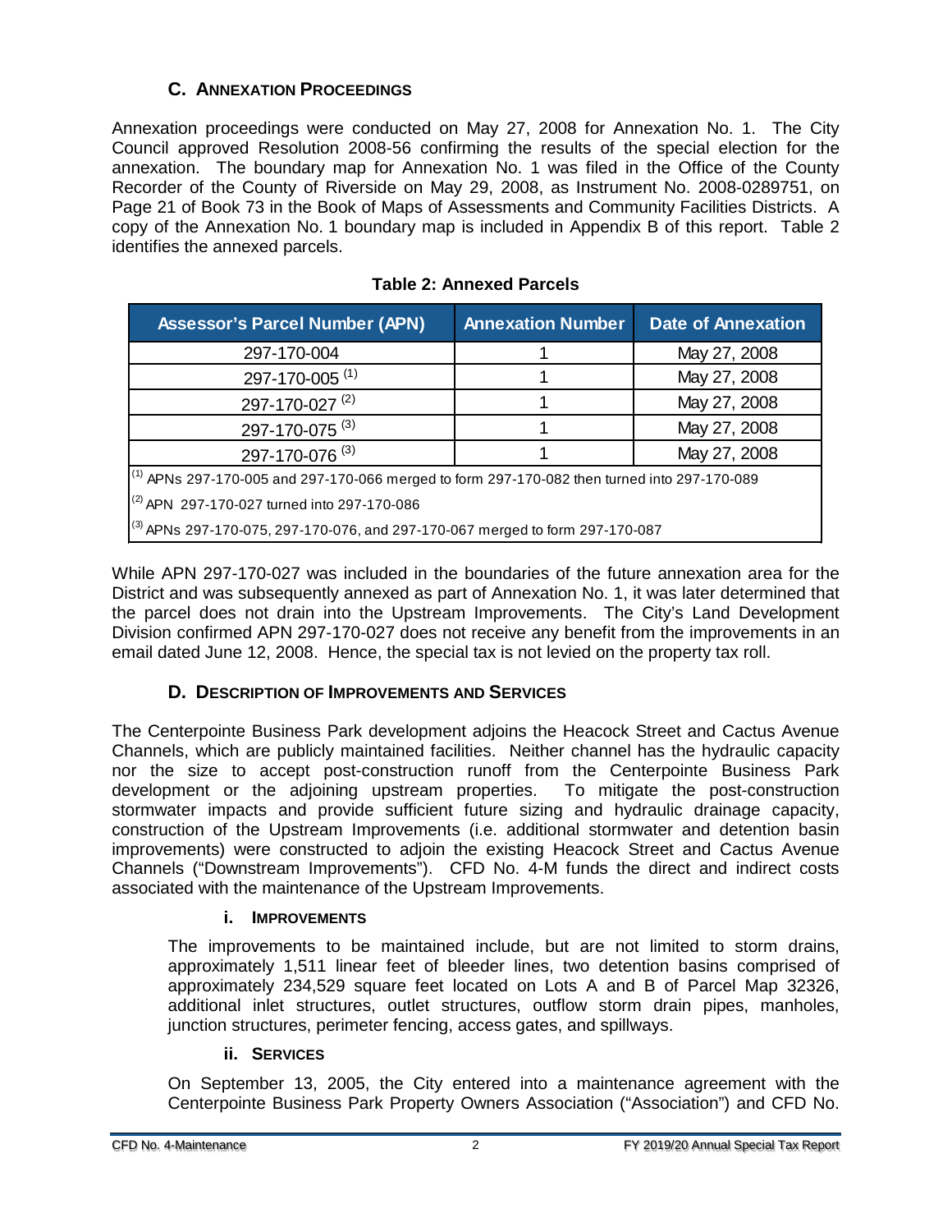## C. Annexation Proceedings

Annexation proceedings were conducted on May 27, 2008 for Annexation No. 1. The City Council approved Resolution 2008-56 confirming the results of the special election for the annexation. The boundary map for Annexation No. 1 was filed in the Office of the County Recorder of the County of Riverside on May 29, 2008, as Instrument No. 2008-0289751, on Page 21 of Book 73 in the Book of Maps of Assessments and Community Facilities Districts. A copy of the Annexation No. 1 boundary map is included in Appendix B of this report. Table 2 identifies the annexed parcels.

**Table 2: Annexed Parcels**

| Assessor's Parcel Number (APN) | Annexation Number | Date of Annexation |
|---|---|---|
| 297-170-004 | 1 | May 27, 2008 |
| 297-170-005 (1) | 1 | May 27, 2008 |
| 297-170-027 (2) | 1 | May 27, 2008 |
| 297-170-075 (3) | 1 | May 27, 2008 |
| 297-170-076 (3) | 1 | May 27, 2008 |

(1) APNs 297-170-005 and 297-170-066 merged to form 297-170-082 then turned into 297-170-089

(2) APN 297-170-027 turned into 297-170-086

(3) APNs 297-170-075, 297-170-076, and 297-170-067 merged to form 297-170-087

While APN 297-170-027 was included in the boundaries of the future annexation area for the District and was subsequently annexed as part of Annexation No. 1, it was later determined that the parcel does not drain into the Upstream Improvements. The City's Land Development Division confirmed APN 297-170-027 does not receive any benefit from the improvements in an email dated June 12, 2008. Hence, the special tax is not levied on the property tax roll.

## D. Description of Improvements and Services

The Centerpointe Business Park development adjoins the Heacock Street and Cactus Avenue Channels, which are publicly maintained facilities. Neither channel has the hydraulic capacity nor the size to accept post-construction runoff from the Centerpointe Business Park development or the adjoining upstream properties. To mitigate the post-construction stormwater impacts and provide sufficient future sizing and hydraulic drainage capacity, construction of the Upstream Improvements (i.e. additional stormwater and detention basin improvements) were constructed to adjoin the existing Heacock Street and Cactus Avenue Channels ("Downstream Improvements"). CFD No. 4-M funds the direct and indirect costs associated with the maintenance of the Upstream Improvements.

### i. Improvements

The improvements to be maintained include, but are not limited to storm drains, approximately 1,511 linear feet of bleeder lines, two detention basins comprised of approximately 234,529 square feet located on Lots A and B of Parcel Map 32326, additional inlet structures, outlet structures, outflow storm drain pipes, manholes, junction structures, perimeter fencing, access gates, and spillways.

### ii. Services

On September 13, 2005, the City entered into a maintenance agreement with the Centerpointe Business Park Property Owners Association ("Association") and CFD No.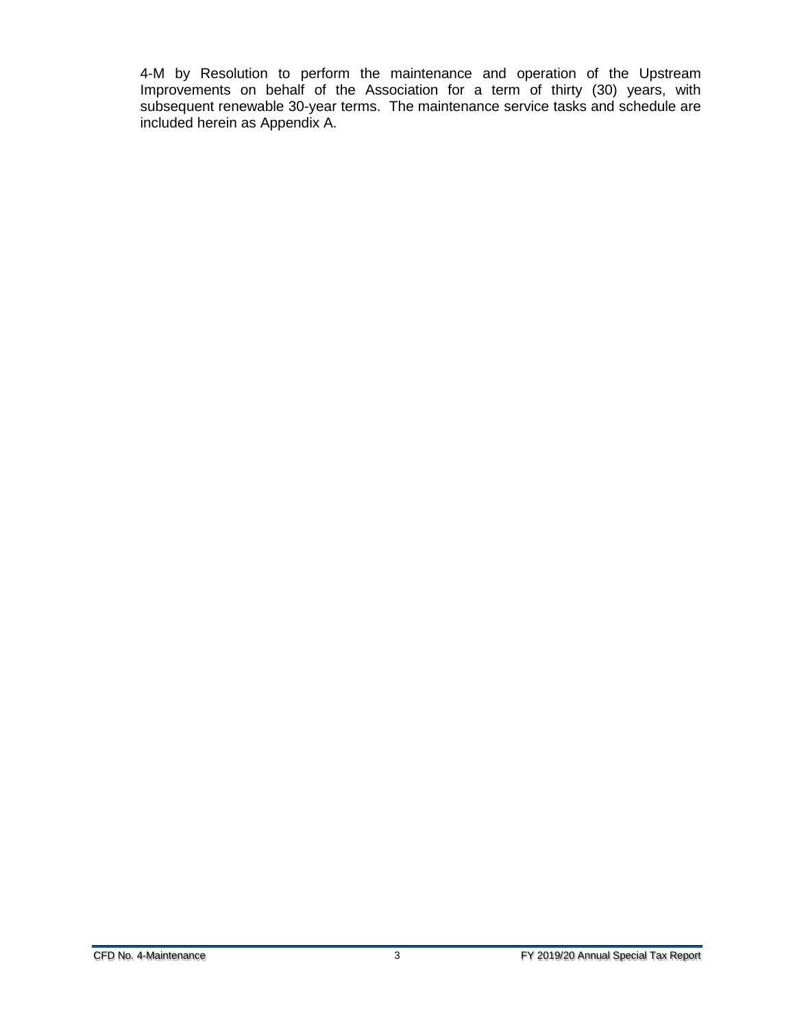4-M by Resolution to perform the maintenance and operation of the Upstream Improvements on behalf of the Association for a term of thirty (30) years, with subsequent renewable 30-year terms. The maintenance service tasks and schedule are included herein as Appendix A.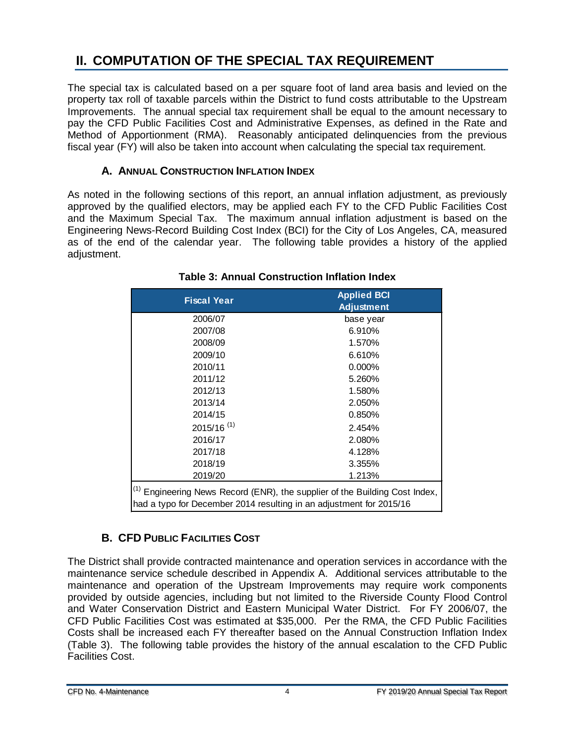## II. COMPUTATION OF THE SPECIAL TAX REQUIREMENT

The special tax is calculated based on a per square foot of land area basis and levied on the property tax roll of taxable parcels within the District to fund costs attributable to the Upstream Improvements. The annual special tax requirement shall be equal to the amount necessary to pay the CFD Public Facilities Cost and Administrative Expenses, as defined in the Rate and Method of Apportionment (RMA). Reasonably anticipated delinquencies from the previous fiscal year (FY) will also be taken into account when calculating the special tax requirement.

### A. Annual Construction Inflation Index

As noted in the following sections of this report, an annual inflation adjustment, as previously approved by the qualified electors, may be applied each FY to the CFD Public Facilities Cost and the Maximum Special Tax. The maximum annual inflation adjustment is based on the Engineering News-Record Building Cost Index (BCI) for the City of Los Angeles, CA, measured as of the end of the calendar year. The following table provides a history of the applied adjustment.

**Table 3: Annual Construction Inflation Index**

| Fiscal Year | Applied BCI Adjustment |
|---|---|
| 2006/07 | base year |
| 2007/08 | 6.910% |
| 2008/09 | 1.570% |
| 2009/10 | 6.610% |
| 2010/11 | 0.000% |
| 2011/12 | 5.260% |
| 2012/13 | 1.580% |
| 2013/14 | 2.050% |
| 2014/15 | 0.850% |
| 2015/16 [1] | 2.454% |
| 2016/17 | 2.080% |
| 2017/18 | 4.128% |
| 2018/19 | 3.355% |
| 2019/20 | 1.213% |

[1] Engineering News Record (ENR), the supplier of the Building Cost Index, had a typo for December 2014 resulting in an adjustment for 2015/16

### B. CFD Public Facilities Cost

The District shall provide contracted maintenance and operation services in accordance with the maintenance service schedule described in Appendix A. Additional services attributable to the maintenance and operation of the Upstream Improvements may require work components provided by outside agencies, including but not limited to the Riverside County Flood Control and Water Conservation District and Eastern Municipal Water District. For FY 2006/07, the CFD Public Facilities Cost was estimated at $35,000. Per the RMA, the CFD Public Facilities Costs shall be increased each FY thereafter based on the Annual Construction Inflation Index (Table 3). The following table provides the history of the annual escalation to the CFD Public Facilities Cost.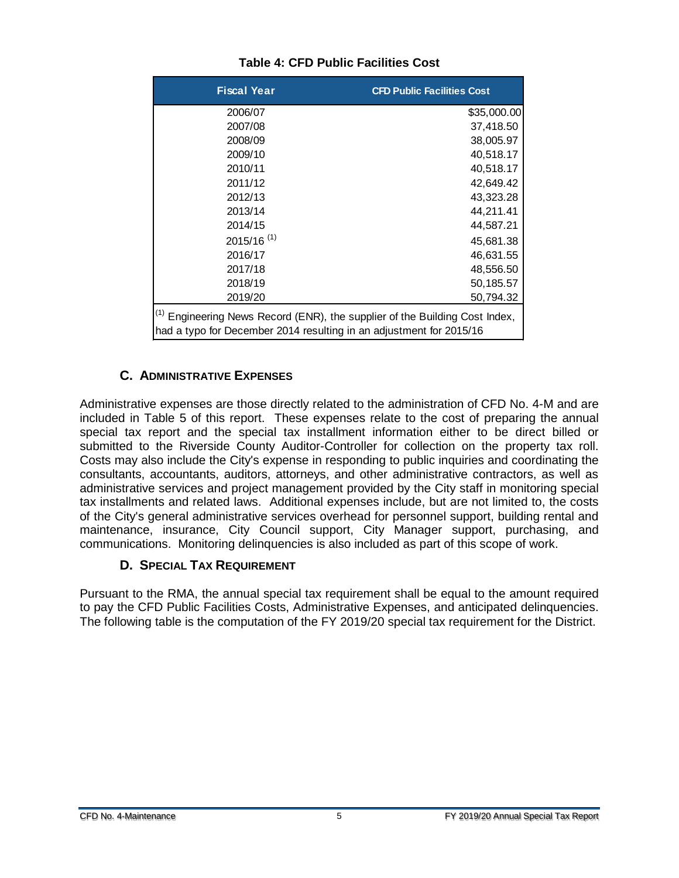**Table 4: CFD Public Facilities Cost**

| Fiscal Year | CFD Public Facilities Cost |
|---|---|
| 2006/07 | $35,000.00 |
| 2007/08 | 37,418.50 |
| 2008/09 | 38,005.97 |
| 2009/10 | 40,518.17 |
| 2010/11 | 40,518.17 |
| 2011/12 | 42,649.42 |
| 2012/13 | 43,323.28 |
| 2013/14 | 44,211.41 |
| 2014/15 | 44,587.21 |
| 2015/16 [1] | 45,681.38 |
| 2016/17 | 46,631.55 |
| 2017/18 | 48,556.50 |
| 2018/19 | 50,185.57 |
| 2019/20 | 50,794.32 |

[1] Engineering News Record (ENR), the supplier of the Building Cost Index, had a typo for December 2014 resulting in an adjustment for 2015/16

### C. Administrative Expenses

Administrative expenses are those directly related to the administration of CFD No. 4-M and are included in Table 5 of this report. These expenses relate to the cost of preparing the annual special tax report and the special tax installment information either to be direct billed or submitted to the Riverside County Auditor-Controller for collection on the property tax roll. Costs may also include the City's expense in responding to public inquiries and coordinating the consultants, accountants, auditors, attorneys, and other administrative contractors, as well as administrative services and project management provided by the City staff in monitoring special tax installments and related laws. Additional expenses include, but are not limited to, the costs of the City's general administrative services overhead for personnel support, building rental and maintenance, insurance, City Council support, City Manager support, purchasing, and communications. Monitoring delinquencies is also included as part of this scope of work.

### D. Special Tax Requirement

Pursuant to the RMA, the annual special tax requirement shall be equal to the amount required to pay the CFD Public Facilities Costs, Administrative Expenses, and anticipated delinquencies. The following table is the computation of the FY 2019/20 special tax requirement for the District.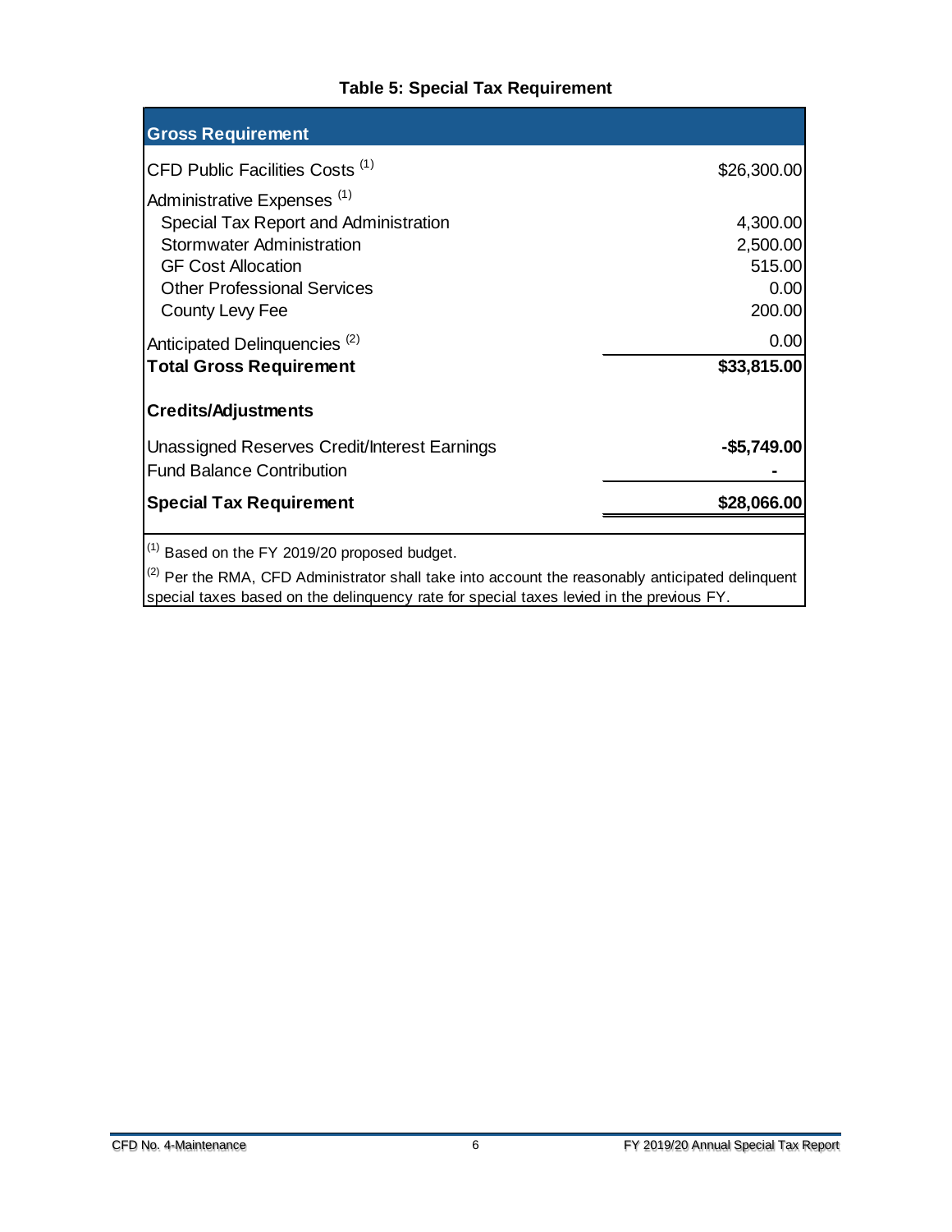**Table 5: Special Tax Requirement**

| Gross Requirement | |
|---|---|
| CFD Public Facilities Costs [1] | $26,300.00 |
| Administrative Expenses [1] | |
| Special Tax Report and Administration | 4,300.00 |
| Stormwater Administration | 2,500.00 |
| GF Cost Allocation | 515.00 |
| Other Professional Services | 0.00 |
| County Levy Fee | 200.00 |
| Anticipated Delinquencies [2] | 0.00 |
| **Total Gross Requirement** | **$33,815.00** |
| **Credits/Adjustments** | |
| Unassigned Reserves Credit/Interest Earnings | **-$5,749.00** |
| Fund Balance Contribution | **-** |
| **Special Tax Requirement** | **$28,066.00** |

[1] Based on the FY 2019/20 proposed budget.

[2] Per the RMA, CFD Administrator shall take into account the reasonably anticipated delinquent special taxes based on the delinquency rate for special taxes levied in the previous FY.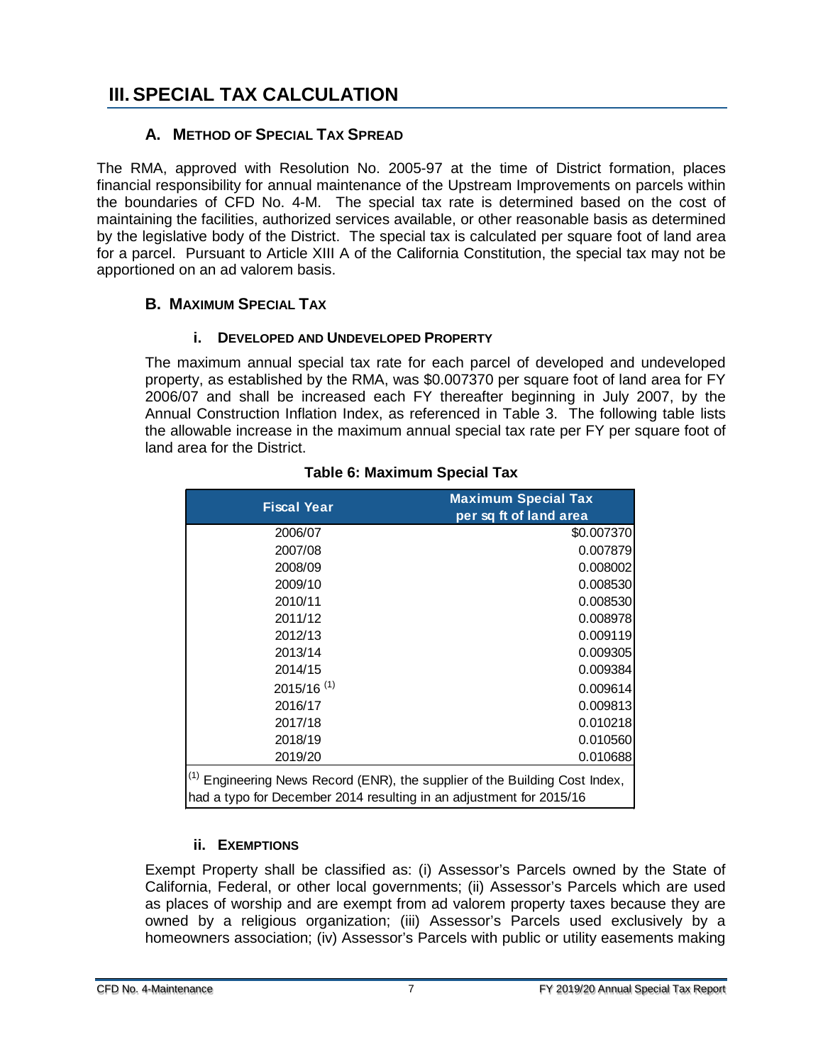# III. SPECIAL TAX CALCULATION

## A. Method of Special Tax Spread

The RMA, approved with Resolution No. 2005-97 at the time of District formation, places financial responsibility for annual maintenance of the Upstream Improvements on parcels within the boundaries of CFD No. 4-M. The special tax rate is determined based on the cost of maintaining the facilities, authorized services available, or other reasonable basis as determined by the legislative body of the District. The special tax is calculated per square foot of land area for a parcel. Pursuant to Article XIII A of the California Constitution, the special tax may not be apportioned on an ad valorem basis.

## B. Maximum Special Tax

### i. Developed and Undeveloped Property

The maximum annual special tax rate for each parcel of developed and undeveloped property, as established by the RMA, was $0.007370 per square foot of land area for FY 2006/07 and shall be increased each FY thereafter beginning in July 2007, by the Annual Construction Inflation Index, as referenced in Table 3. The following table lists the allowable increase in the maximum annual special tax rate per FY per square foot of land area for the District.

**Table 6: Maximum Special Tax**

| Fiscal Year | Maximum Special Tax per sq ft of land area |
|---|---|
| 2006/07 | $0.007370 |
| 2007/08 | 0.007879 |
| 2008/09 | 0.008002 |
| 2009/10 | 0.008530 |
| 2010/11 | 0.008530 |
| 2011/12 | 0.008978 |
| 2012/13 | 0.009119 |
| 2013/14 | 0.009305 |
| 2014/15 | 0.009384 |
| 2015/16 [1] | 0.009614 |
| 2016/17 | 0.009813 |
| 2017/18 | 0.010218 |
| 2018/19 | 0.010560 |
| 2019/20 | 0.010688 |

[1] Engineering News Record (ENR), the supplier of the Building Cost Index, had a typo for December 2014 resulting in an adjustment for 2015/16

### ii. Exemptions

Exempt Property shall be classified as: (i) Assessor's Parcels owned by the State of California, Federal, or other local governments; (ii) Assessor's Parcels which are used as places of worship and are exempt from ad valorem property taxes because they are owned by a religious organization; (iii) Assessor's Parcels used exclusively by a homeowners association; (iv) Assessor's Parcels with public or utility easements making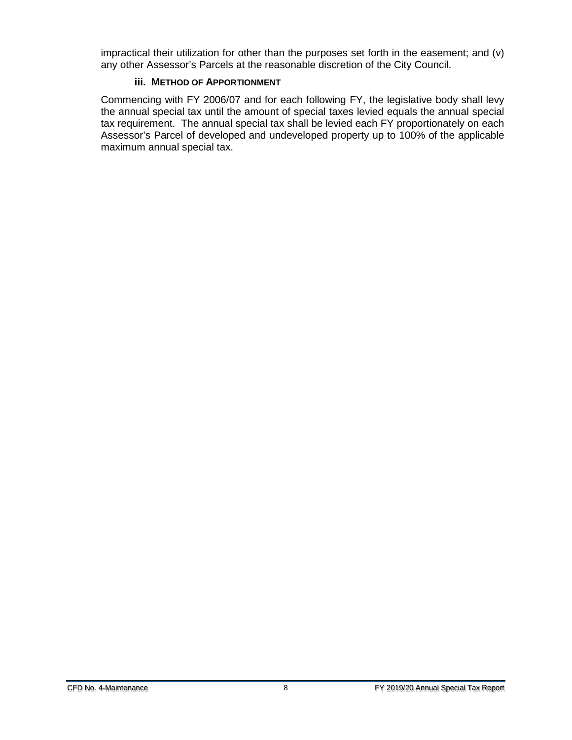impractical their utilization for other than the purposes set forth in the easement; and (v) any other Assessor's Parcels at the reasonable discretion of the City Council.

### iii. METHOD OF APPORTIONMENT

Commencing with FY 2006/07 and for each following FY, the legislative body shall levy the annual special tax until the amount of special taxes levied equals the annual special tax requirement. The annual special tax shall be levied each FY proportionately on each Assessor's Parcel of developed and undeveloped property up to 100% of the applicable maximum annual special tax.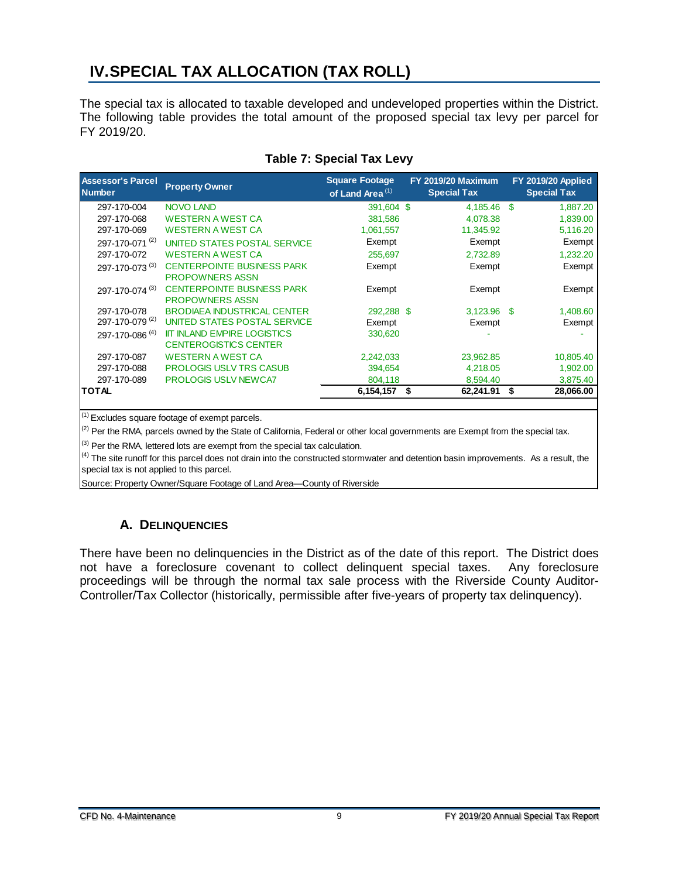# IV. SPECIAL TAX ALLOCATION (TAX ROLL)

The special tax is allocated to taxable developed and undeveloped properties within the District. The following table provides the total amount of the proposed special tax levy per parcel for FY 2019/20.

**Table 7: Special Tax Levy**

| Assessor's Parcel Number | Property Owner | Square Footage of Land Area [1] | FY 2019/20 Maximum Special Tax | FY 2019/20 Applied Special Tax |
|---|---|---|---|---|
| 297-170-004 | NOVO LAND | 391,604 | $ 4,185.46 | $ 1,887.20 |
| 297-170-068 | WESTERN A WEST CA | 381,586 | 4,078.38 | 1,839.00 |
| 297-170-069 | WESTERN A WEST CA | 1,061,557 | 11,345.92 | 5,116.20 |
| 297-170-071 [2] | UNITED STATES POSTAL SERVICE | Exempt | Exempt | Exempt |
| 297-170-072 | WESTERN A WEST CA | 255,697 | 2,732.89 | 1,232.20 |
| 297-170-073 [3] | CENTERPOINTE BUSINESS PARK PROPOWNERS ASSN | Exempt | Exempt | Exempt |
| 297-170-074 [3] | CENTERPOINTE BUSINESS PARK PROPOWNERS ASSN | Exempt | Exempt | Exempt |
| 297-170-078 | BRODIAEA INDUSTRIAL CENTER | 292,288 | $ 3,123.96 | $ 1,408.60 |
| 297-170-079 [2] | UNITED STATES POSTAL SERVICE | Exempt | Exempt | Exempt |
| 297-170-086 [4] | IIT INLAND EMPIRE LOGISTICS CENTEROGISTICS CENTER | 330,620 | - | - |
| 297-170-087 | WESTERN A WEST CA | 2,242,033 | 23,962.85 | 10,805.40 |
| 297-170-088 | PROLOGIS USLV TRS CASUB | 394,654 | 4,218.05 | 1,902.00 |
| 297-170-089 | PROLOGIS USLV NEWCA7 | 804,118 | 8,594.40 | 3,875.40 |
| **TOTAL** | | **6,154,157** | **$ 62,241.91** | **$ 28,066.00** |

[1] Excludes square footage of exempt parcels.
[2] Per the RMA, parcels owned by the State of California, Federal or other local governments are Exempt from the special tax.
[3] Per the RMA, lettered lots are exempt from the special tax calculation.
[4] The site runoff for this parcel does not drain into the constructed stormwater and detention basin improvements. As a result, the special tax is not applied to this parcel.
Source: Property Owner/Square Footage of Land Area—County of Riverside

## A. Delinquencies

There have been no delinquencies in the District as of the date of this report. The District does not have a foreclosure covenant to collect delinquent special taxes. Any foreclosure proceedings will be through the normal tax sale process with the Riverside County Auditor-Controller/Tax Collector (historically, permissible after five-years of property tax delinquency).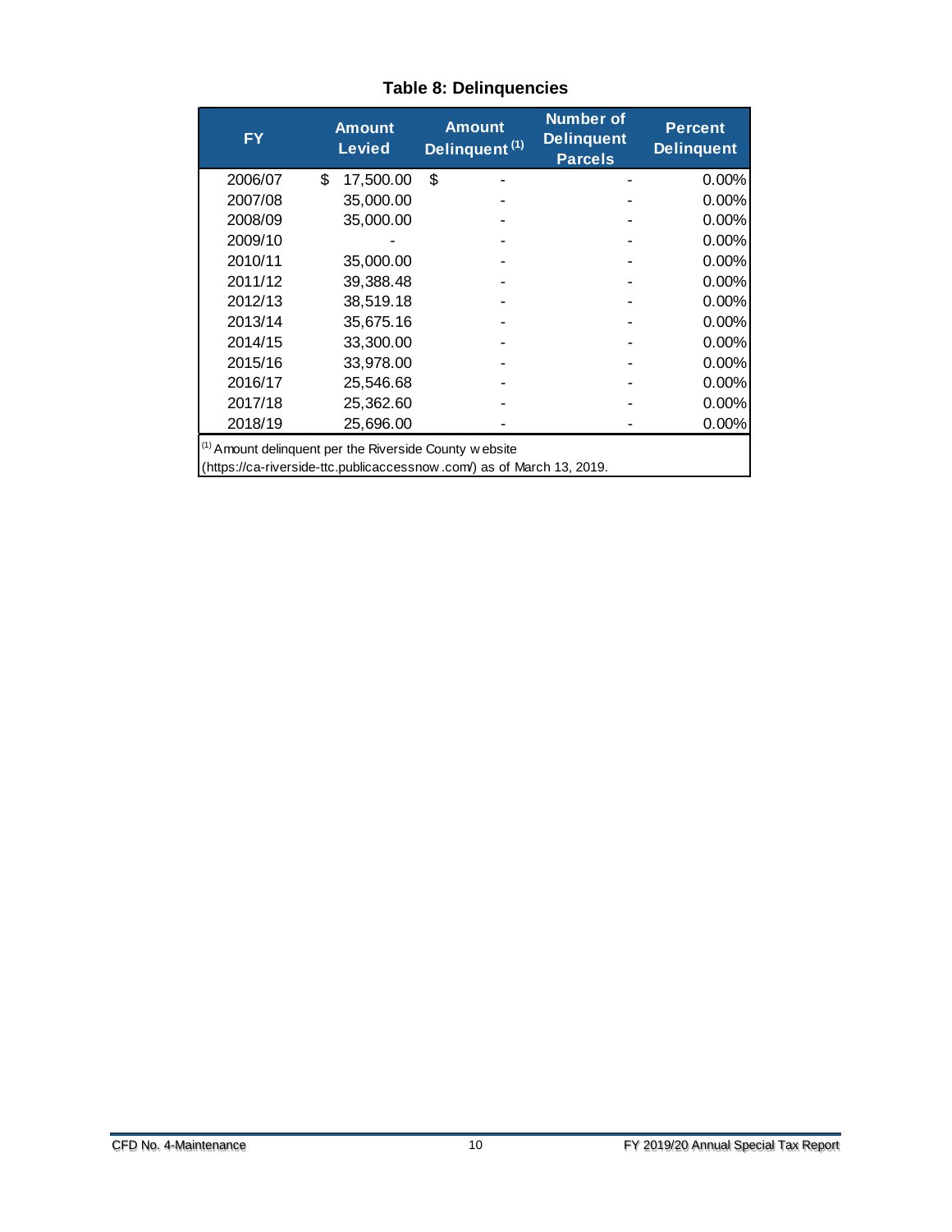**Table 8: Delinquencies**

| FY | Amount Levied | Amount Delinquent [1] | Number of Delinquent Parcels | Percent Delinquent |
|---|---|---|---|---|
| 2006/07 | $ 17,500.00 | $ - | - | 0.00% |
| 2007/08 | 35,000.00 | - | - | 0.00% |
| 2008/09 | 35,000.00 | - | - | 0.00% |
| 2009/10 | - | - | - | 0.00% |
| 2010/11 | 35,000.00 | - | - | 0.00% |
| 2011/12 | 39,388.48 | - | - | 0.00% |
| 2012/13 | 38,519.18 | - | - | 0.00% |
| 2013/14 | 35,675.16 | - | - | 0.00% |
| 2014/15 | 33,300.00 | - | - | 0.00% |
| 2015/16 | 33,978.00 | - | - | 0.00% |
| 2016/17 | 25,546.68 | - | - | 0.00% |
| 2017/18 | 25,362.60 | - | - | 0.00% |
| 2018/19 | 25,696.00 | - | - | 0.00% |

[1] Amount delinquent per the Riverside County website (https://ca-riverside-ttc.publicaccessnow.com/) as of March 13, 2019.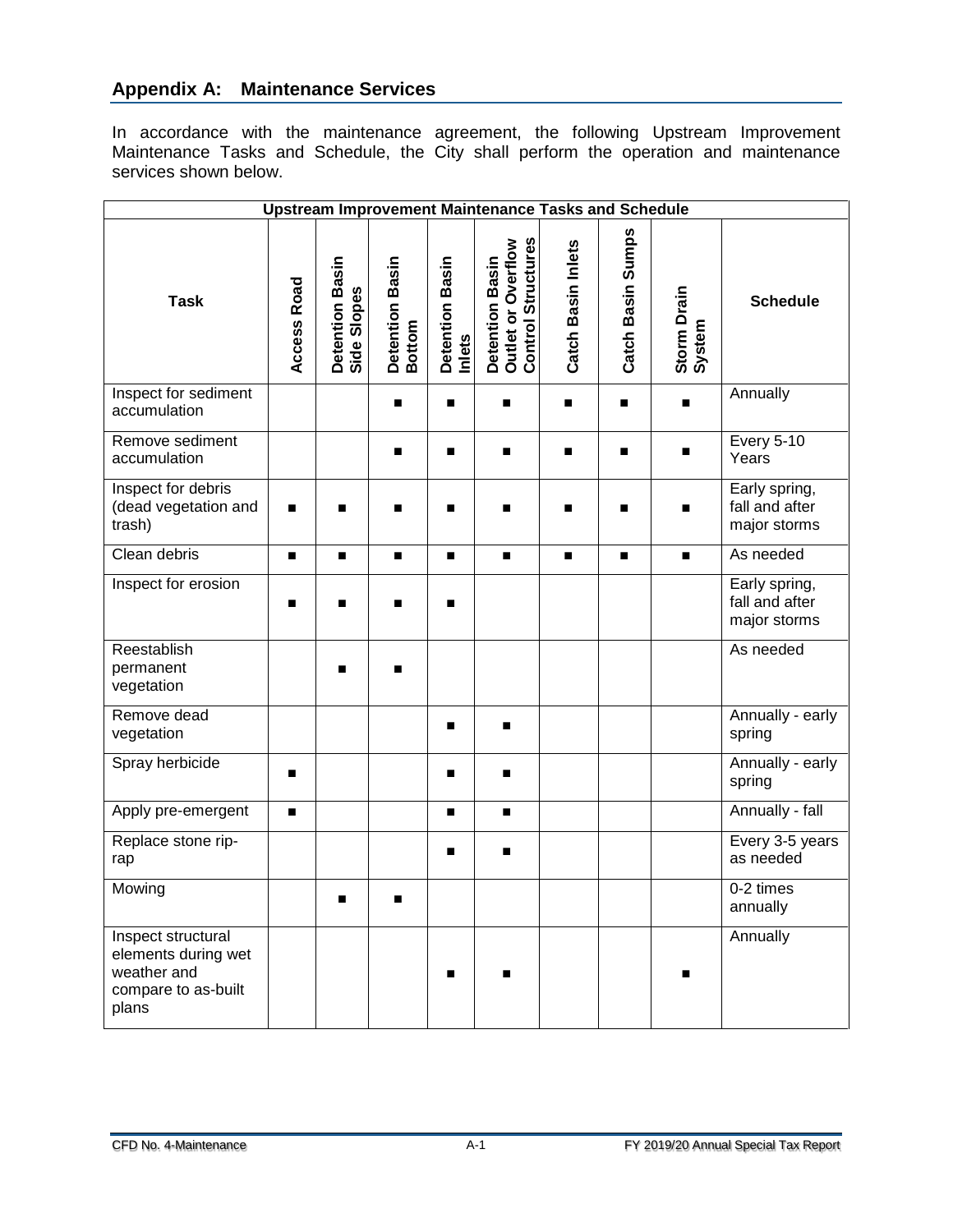## Appendix A: Maintenance Services

In accordance with the maintenance agreement, the following Upstream Improvement Maintenance Tasks and Schedule, the City shall perform the operation and maintenance services shown below.

| Upstream Improvement Maintenance Tasks and Schedule | | | | | | | | | |
|---|---|---|---|---|---|---|---|---|---|
| **Task** | **Access Road** | **Detention Basin Side Slopes** | **Detention Basin Bottom** | **Detention Basin Inlets** | **Detention Basin Outlet or Overflow Control Structures** | **Catch Basin Inlets** | **Catch Basin Sumps** | **Storm Drain System** | **Schedule** |
| Inspect for sediment accumulation | | | ■ | ■ | ■ | ■ | ■ | ■ | Annually |
| Remove sediment accumulation | | | ■ | ■ | ■ | ■ | ■ | ■ | Every 5-10 Years |
| Inspect for debris (dead vegetation and trash) | ■ | ■ | ■ | ■ | ■ | ■ | ■ | ■ | Early spring, fall and after major storms |
| Clean debris | ■ | ■ | ■ | ■ | ■ | ■ | ■ | ■ | As needed |
| Inspect for erosion | ■ | ■ | ■ | ■ | | | | | Early spring, fall and after major storms |
| Reestablish permanent vegetation | | ■ | ■ | | | | | | As needed |
| Remove dead vegetation | | | | ■ | ■ | | | | Annually - early spring |
| Spray herbicide | ■ | | | ■ | ■ | | | | Annually - early spring |
| Apply pre-emergent | ■ | | | ■ | ■ | | | | Annually - fall |
| Replace stone rip-rap | | | | ■ | ■ | | | | Every 3-5 years as needed |
| Mowing | | ■ | ■ | | | | | | 0-2 times annually |
| Inspect structural elements during wet weather and compare to as-built plans | | | | ■ | ■ | | | ■ | Annually |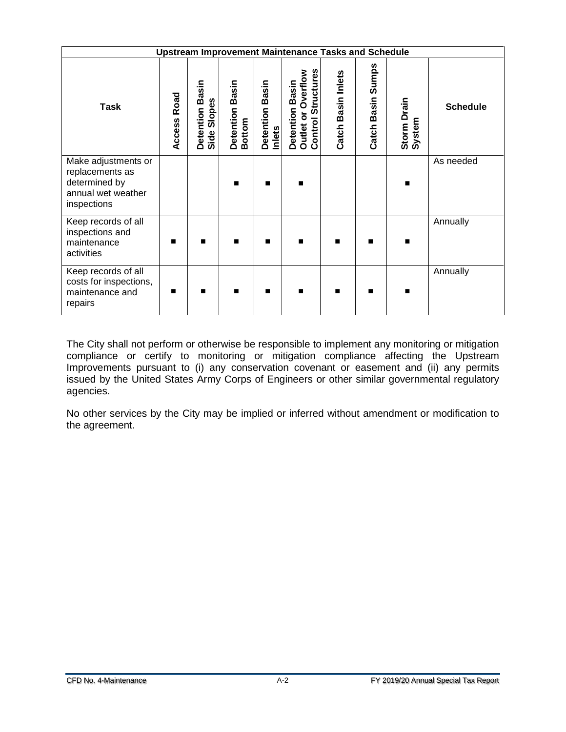| Upstream Improvement Maintenance Tasks and Schedule | | | | | | | | | |
|---|---|---|---|---|---|---|---|---|---|
| **Task** | **Access Road** | **Detention Basin Side Slopes** | **Detention Basin Bottom** | **Detention Basin Inlets** | **Detention Basin Outlet or Overflow Control Structures** | **Catch Basin Inlets** | **Catch Basin Sumps** | **Storm Drain System** | **Schedule** |
| Make adjustments or replacements as determined by annual wet weather inspections | | | ■ | ■ | ■ | | | ■ | As needed |
| Keep records of all inspections and maintenance activities | ■ | ■ | ■ | ■ | ■ | ■ | ■ | ■ | Annually |
| Keep records of all costs for inspections, maintenance and repairs | ■ | ■ | ■ | ■ | ■ | ■ | ■ | ■ | Annually |

The City shall not perform or otherwise be responsible to implement any monitoring or mitigation compliance or certify to monitoring or mitigation compliance affecting the Upstream Improvements pursuant to (i) any conservation covenant or easement and (ii) any permits issued by the United States Army Corps of Engineers or other similar governmental regulatory agencies.

No other services by the City may be implied or inferred without amendment or modification to the agreement.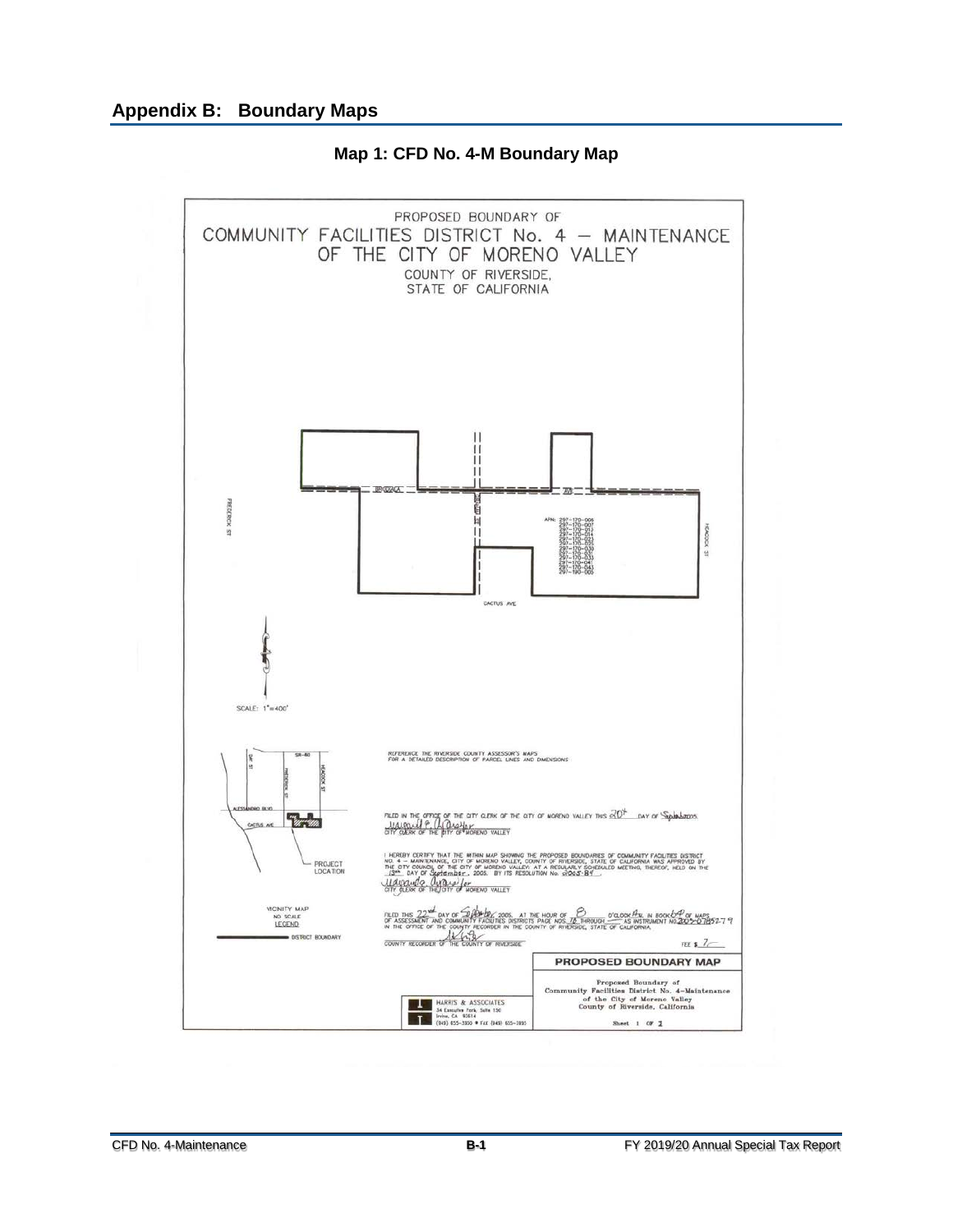## Appendix B: Boundary Maps

**Map 1: CFD No. 4-M Boundary Map**

PROPOSED BOUNDARY OF
COMMUNITY FACILITIES DISTRICT No. 4 — MAINTENANCE
OF THE CITY OF MORENO VALLEY
COUNTY OF RIVERSIDE,
STATE OF CALIFORNIA

APN: 297-170-006
297-170-007
297-170-012
297-170-014
297-170-023
297-170-025
297-170-030
297-170-032
297-170-033
297-170-041
297-170-043
297-190-006

FREDERICK ST

HEACOCK ST

CACTUS AVE

SCALE: 1"=400'

REFERENCE THE RIVERSIDE COUNTY ASSESSOR'S MAPS FOR A DETAILED DESCRIPTION OF PARCEL LINES AND DIMENSIONS

FILED IN THE OFFICE OF THE CITY CLERK OF THE CITY OF MORENO VALLEY THIS 20th DAY OF September 2005.

CITY CLERK OF THE CITY OF MORENO VALLEY

I HEREBY CERTIFY THAT THE WITHIN MAP SHOWING THE PROPOSED BOUNDARIES OF COMMUNITY FACILITIES DISTRICT NO. 4 — MAINTENANCE, CITY OF MORENO VALLEY, COUNTY OF RIVERSIDE, STATE OF CALIFORNIA WAS APPROVED BY THE CITY COUNCIL OF THE CITY OF MORENO VALLEY AT A REGULARLY SCHEDULED MEETING THEREOF, HELD ON THE 13th DAY OF September, 2005, BY ITS RESOLUTION No. 2005-84.

CITY CLERK OF THE CITY OF MORENO VALLEY

FILED THIS 22nd DAY OF September 2005, AT THE HOUR OF 8 O'CLOCK A.M. IN BOOK 69 OF MAPS OF ASSESSMENT AND COMMUNITY FACILITIES DISTRICTS PAGE NOS. 78 THROUGH — AS INSTRUMENT NO. 2005-0785279 IN THE OFFICE OF THE COUNTY RECORDER IN THE COUNTY OF RIVERSIDE, STATE OF CALIFORNIA.

COUNTY RECORDER OF THE COUNTY OF RIVERSIDE

FEE $ 7

VICINITY MAP
NO SCALE

SR-60
ALESSANDRO BLVD
CACTUS AVE
FREDERICK ST
HEACOCK ST
DAY ST

PROJECT LOCATION

LEGEND
DISTRICT BOUNDARY

HARRIS & ASSOCIATES
34 Executive Park, Suite 150
Irvine, CA 92614
(949) 655-3900 • FAX (949) 655-3995

**PROPOSED BOUNDARY MAP**

Proposed Boundary of
Community Facilities District No. 4-Maintenance
of the City of Moreno Valley
County of Riverside, California

Sheet 1 OF 1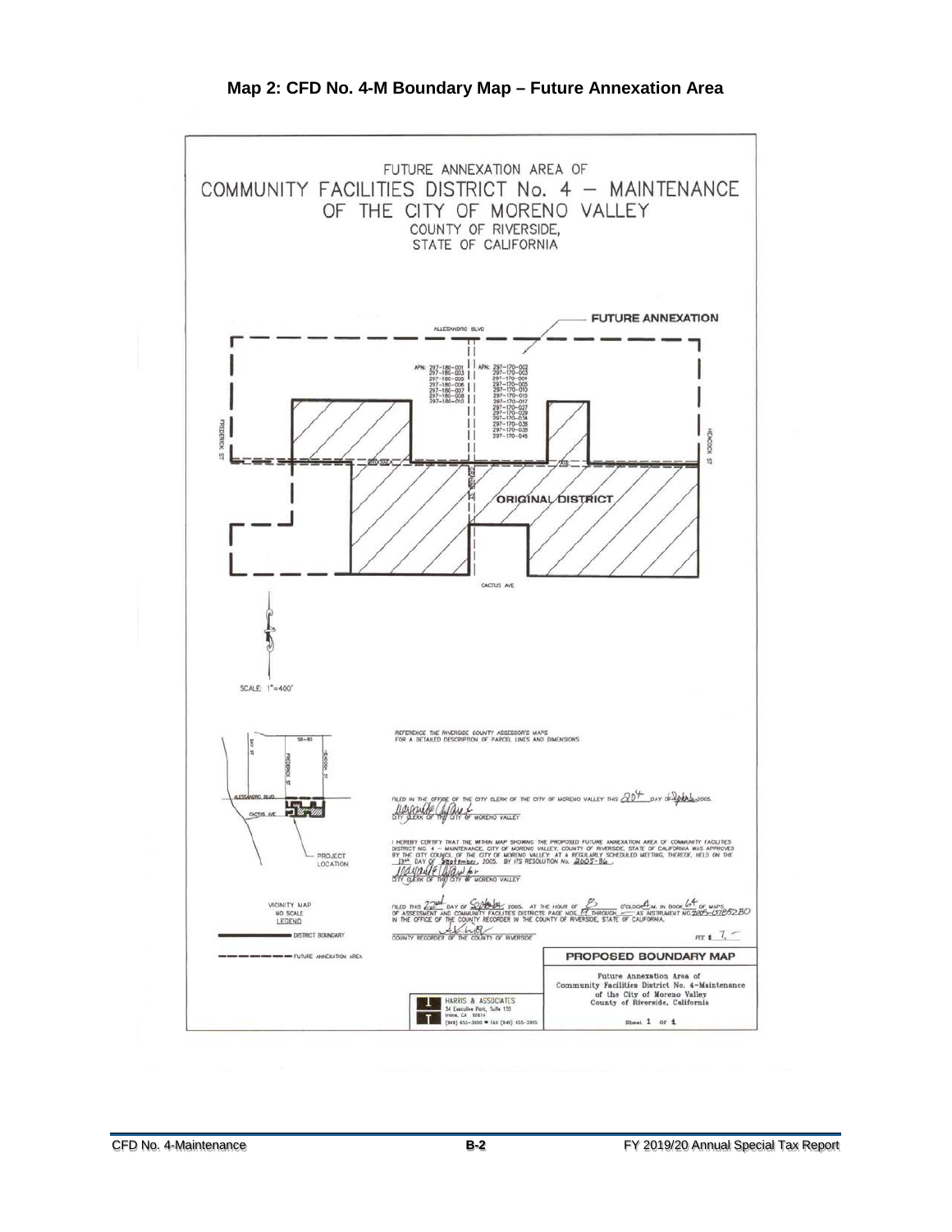## Map 2: CFD No. 4-M Boundary Map – Future Annexation Area

FUTURE ANNEXATION AREA OF
COMMUNITY FACILITIES DISTRICT No. 4 – MAINTENANCE
OF THE CITY OF MORENO VALLEY
COUNTY OF RIVERSIDE,
STATE OF CALIFORNIA

FUTURE ANNEXATION

ALLESANDRO BLVD

APN: 297-180-001
297-180-003
297-180-005
297-180-006
297-180-007
297-180-008
297-180-010

APN: 297-170-002
297-170-003
297-170-004
297-170-005
297-170-010
297-170-015
297-170-017
297-170-027
297-170-029
297-170-034
297-170-035
297-170-038
297-170-045

FREDERICK ST

HEACOCK ST

ORIGINAL DISTRICT

CACTUS AVE

SCALE: 1"=400'

REFERENCE THE RIVERSIDE COUNTY ASSESSOR'S MAPS FOR A DETAILED DESCRIPTION OF PARCEL LINES AND DIMENSIONS

FILED IN THE OFFICE OF THE CITY CLERK OF THE CITY OF MORENO VALLEY THIS 20th DAY OF September 2005.

CITY CLERK OF THE CITY OF MORENO VALLEY

I HEREBY CERTIFY THAT THE WITHIN MAP SHOWING THE PROPOSED FUTURE ANNEXATION AREA OF COMMUNITY FACILITIES DISTRICT NO. 4 – MAINTENANCE, CITY OF MORENO VALLEY, COUNTY OF RIVERSIDE, STATE OF CALIFORNIA WAS APPROVED BY THE CITY COUNCIL OF THE CITY OF MORENO VALLEY AT A REGULARLY SCHEDULED MEETING, THEREOF, HELD ON THE 13th DAY OF September, 2005, BY ITS RESOLUTION No. 2005-86.

CITY CLERK OF THE CITY OF MORENO VALLEY

FILED THIS 22nd DAY OF September 2005, AT THE HOUR OF 8 O'CLOCK A.M. IN BOOK 64 OF MAPS OF ASSESSMENT AND COMMUNITY FACILITIES DISTRICTS PAGE NOS. 17 THROUGH — AS INSTRUMENT NO. 2005-0785280 IN THE OFFICE OF THE COUNTY RECORDER IN THE COUNTY OF RIVERSIDE, STATE OF CALIFORNIA.

COUNTY RECORDER OF THE COUNTY OF RIVERSIDE

FEE $ 7.—

PROJECT LOCATION

VICINITY MAP
NO SCALE

LEGEND

DISTRICT BOUNDARY

FUTURE ANNEXATION AREA

HARRIS & ASSOCIATES
34 Executive Park, Suite 150
Irvine, CA 92614
(949) 655-3900 • FAX (949) 655-3995

PROPOSED BOUNDARY MAP

Future Annexation Area of
Community Facilities District No. 4-Maintenance
of the City of Moreno Valley
County of Riverside, California

Sheet 1 of 1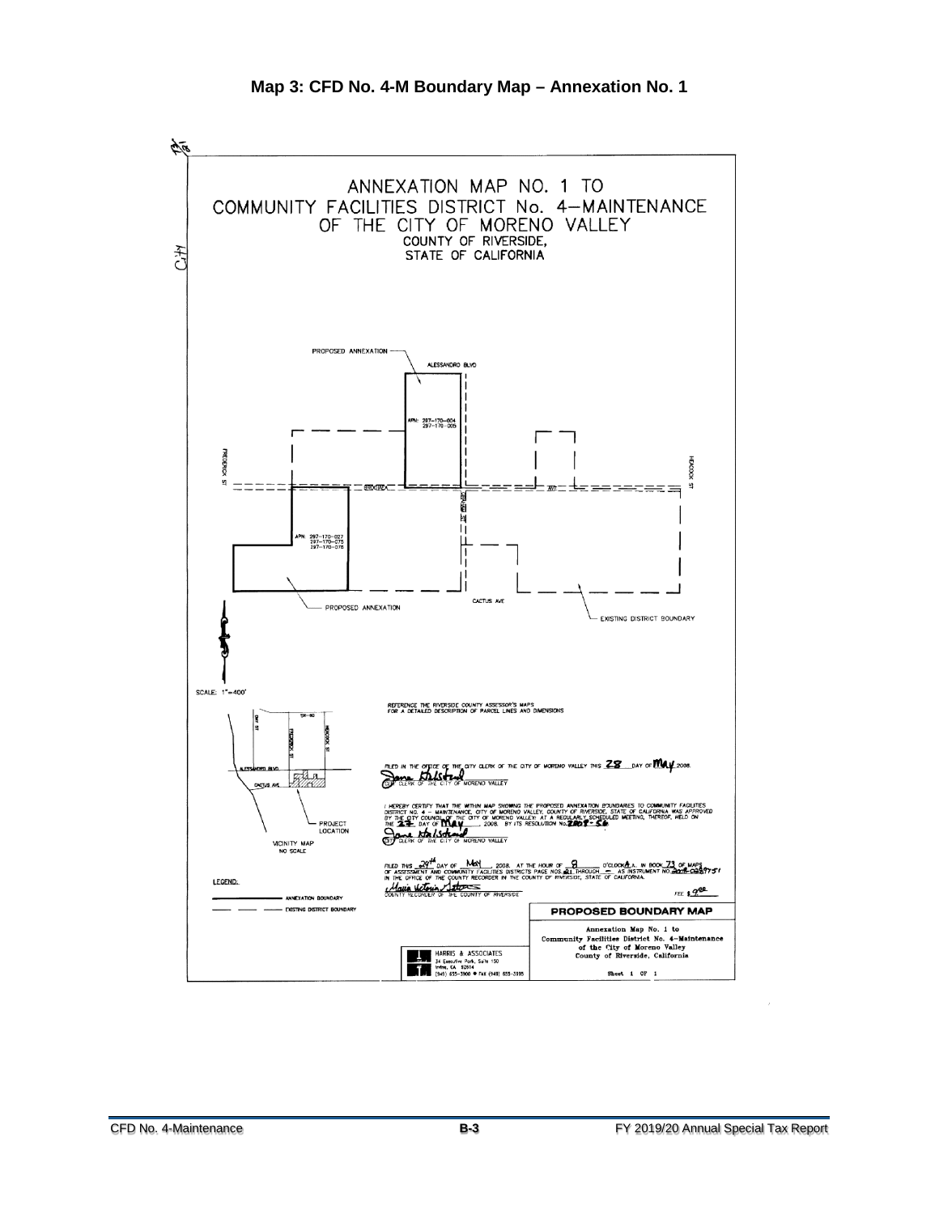**Map 3: CFD No. 4-M Boundary Map – Annexation No. 1**

ANNEXATION MAP NO. 1 TO
COMMUNITY FACILITIES DISTRICT No. 4—MAINTENANCE
OF THE CITY OF MORENO VALLEY
COUNTY OF RIVERSIDE,
STATE OF CALIFORNIA

PROPOSED ANNEXATION

ALESSANDRO BLVD

APN: 297-170-004
297-170-005

FREDERICK ST

HEACOCK ST

APN: 297-170-027
297-170-075
297-170-076

CACTUS AVE

PROPOSED ANNEXATION

EXISTING DISTRICT BOUNDARY

SCALE: 1"=400'

VICINITY MAP
NO SCALE

PROJECT LOCATION

LEGEND:

ANNEXATION BOUNDARY

EXISTING DISTRICT BOUNDARY

REFERENCE THE RIVERSIDE COUNTY ASSESSOR'S MAPS FOR A DETAILED DESCRIPTION OF PARCEL LINES AND DIMENSIONS

FILED IN THE OFFICE OF THE CITY CLERK OF THE CITY OF MORENO VALLEY THIS 28 DAY OF May 2008.

CITY CLERK OF THE CITY OF MORENO VALLEY

I HEREBY CERTIFY THAT THE WITHIN MAP SHOWING THE PROPOSED ANNEXATION BOUNDARIES TO COMMUNITY FACILITIES DISTRICT NO. 4 - MAINTENANCE, CITY OF MORENO VALLEY, COUNTY OF RIVERSIDE, STATE OF CALIFORNIA WAS APPROVED BY THE CITY COUNCIL OF THE CITY OF MORENO VALLEY; AT A REGULARLY SCHEDULED MEETING, THEREOF, HELD ON THE 27 DAY OF May, 2008. BY ITS RESOLUTION No. 2008-56

CITY CLERK OF THE CITY OF MORENO VALLEY

FILED THIS 29th DAY OF MAY, 2008, AT THE HOUR OF 8 O'CLOCK A.M. IN BOOK 73 OF MAPS OF ASSESSMENT AND COMMUNITY FACILITIES DISTRICTS PAGE NOS. 41 THROUGH — AS INSTRUMENT NO. 2008-0289751 IN THE OFFICE OF THE COUNTY RECORDER IN THE COUNTY OF RIVERSIDE, STATE OF CALIFORNIA.

COUNTY RECORDER OF THE COUNTY OF RIVERSIDE

FEE $ 9.00

HARRIS & ASSOCIATES
34 Executive Park, Suite 150
Irvine, CA 92614
(949) 655-3900 • FAX (949) 655-3995

**PROPOSED BOUNDARY MAP**

Annexation Map No. 1 to
Community Facilities District No. 4-Maintenance
of the City of Moreno Valley
County of Riverside, California

Sheet 1 OF 1